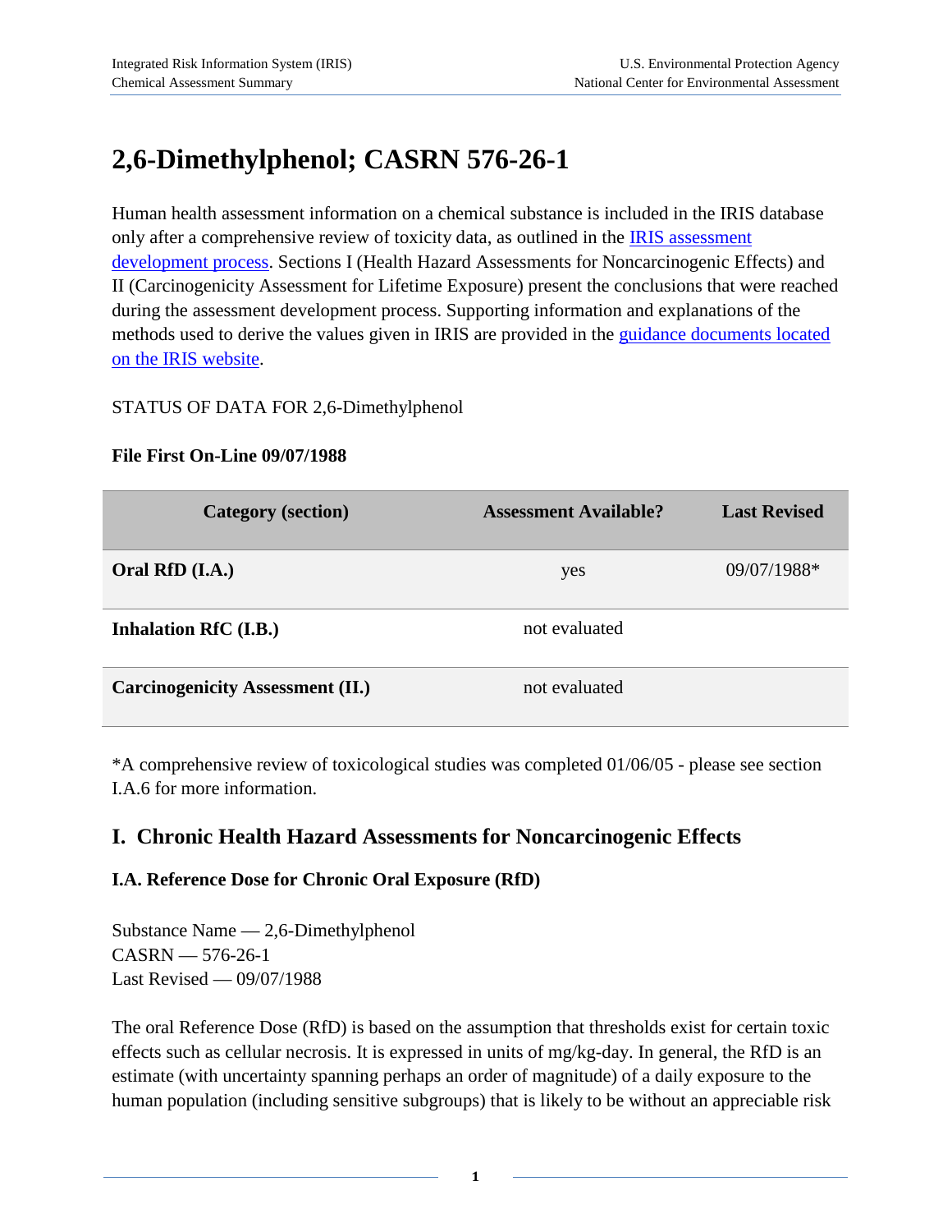# 2,6-Dimethylphenol; CASRN 576-26-1

Human health assessment information on a chemical substance is included in the IRIS database only after a comprehensive review of toxicity data, as outlined in the [IRIS assessment development process](). Sections I (Health Hazard Assessments for Noncarcinogenic Effects) and II (Carcinogenicity Assessment for Lifetime Exposure) present the conclusions that were reached during the assessment development process. Supporting information and explanations of the methods used to derive the values given in IRIS are provided in the [guidance documents located on the IRIS website]().

STATUS OF DATA FOR 2,6-Dimethylphenol

**File First On-Line 09/07/1988**

| Category (section) | Assessment Available? | Last Revised |
|---|---|---|
| **Oral RfD (I.A.)** | yes | 09/07/1988* |
| **Inhalation RfC (I.B.)** | not evaluated | |
| **Carcinogenicity Assessment (II.)** | not evaluated | |

*A comprehensive review of toxicological studies was completed 01/06/05 - please see section I.A.6 for more information.

## I. Chronic Health Hazard Assessments for Noncarcinogenic Effects

### I.A. Reference Dose for Chronic Oral Exposure (RfD)

Substance Name — 2,6-Dimethylphenol
CASRN — 576-26-1
Last Revised — 09/07/1988

The oral Reference Dose (RfD) is based on the assumption that thresholds exist for certain toxic effects such as cellular necrosis. It is expressed in units of mg/kg-day. In general, the RfD is an estimate (with uncertainty spanning perhaps an order of magnitude) of a daily exposure to the human population (including sensitive subgroups) that is likely to be without an appreciable risk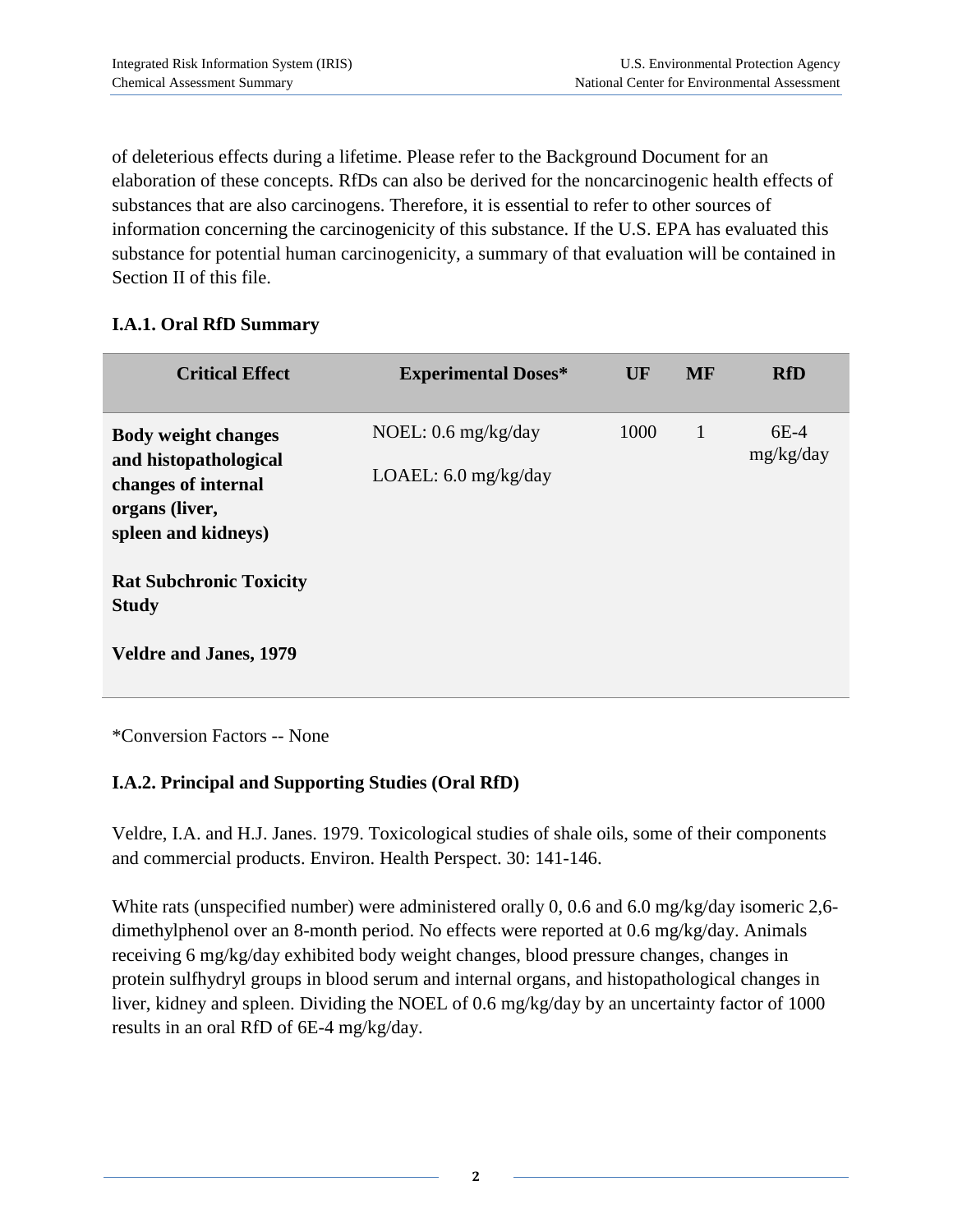of deleterious effects during a lifetime. Please refer to the Background Document for an elaboration of these concepts. RfDs can also be derived for the noncarcinogenic health effects of substances that are also carcinogens. Therefore, it is essential to refer to other sources of information concerning the carcinogenicity of this substance. If the U.S. EPA has evaluated this substance for potential human carcinogenicity, a summary of that evaluation will be contained in Section II of this file.

### I.A.1. Oral RfD Summary

| Critical Effect | Experimental Doses* | UF | MF | RfD |
|---|---|---|---|---|
| **Body weight changes and histopathological changes of internal organs (liver, spleen and kidneys)**<br><br>**Rat Subchronic Toxicity Study**<br><br>**Veldre and Janes, 1979** | NOEL: 0.6 mg/kg/day<br><br>LOAEL: 6.0 mg/kg/day | 1000 | 1 | 6E-4 mg/kg/day |

*Conversion Factors -- None

### I.A.2. Principal and Supporting Studies (Oral RfD)

Veldre, I.A. and H.J. Janes. 1979. Toxicological studies of shale oils, some of their components and commercial products. Environ. Health Perspect. 30: 141-146.

White rats (unspecified number) were administered orally 0, 0.6 and 6.0 mg/kg/day isomeric 2,6-dimethylphenol over an 8-month period. No effects were reported at 0.6 mg/kg/day. Animals receiving 6 mg/kg/day exhibited body weight changes, blood pressure changes, changes in protein sulfhydryl groups in blood serum and internal organs, and histopathological changes in liver, kidney and spleen. Dividing the NOEL of 0.6 mg/kg/day by an uncertainty factor of 1000 results in an oral RfD of 6E-4 mg/kg/day.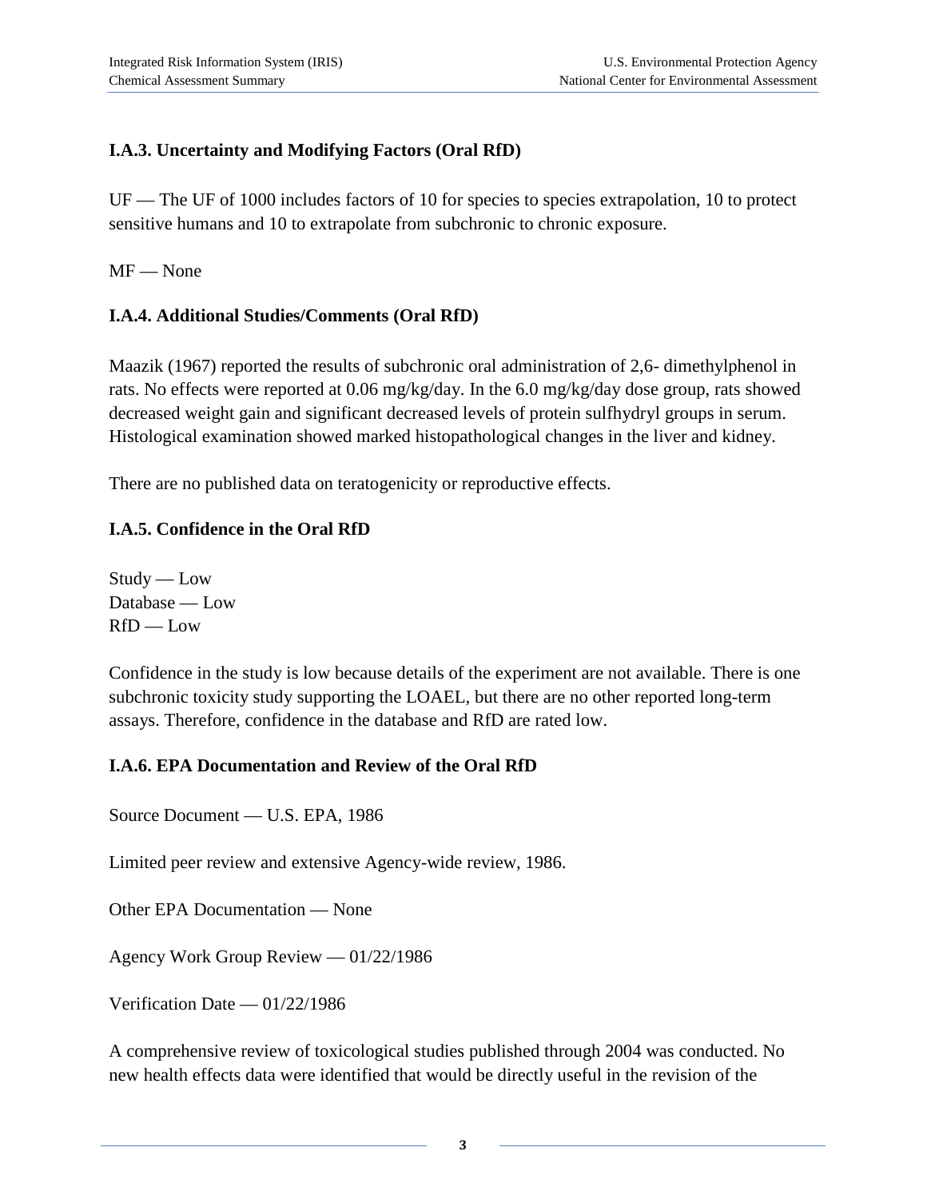### I.A.3. Uncertainty and Modifying Factors (Oral RfD)

UF — The UF of 1000 includes factors of 10 for species to species extrapolation, 10 to protect sensitive humans and 10 to extrapolate from subchronic to chronic exposure.

MF — None

### I.A.4. Additional Studies/Comments (Oral RfD)

Maazik (1967) reported the results of subchronic oral administration of 2,6- dimethylphenol in rats. No effects were reported at 0.06 mg/kg/day. In the 6.0 mg/kg/day dose group, rats showed decreased weight gain and significant decreased levels of protein sulfhydryl groups in serum. Histological examination showed marked histopathological changes in the liver and kidney.

There are no published data on teratogenicity or reproductive effects.

### I.A.5. Confidence in the Oral RfD

Study — Low
Database — Low
RfD — Low

Confidence in the study is low because details of the experiment are not available. There is one subchronic toxicity study supporting the LOAEL, but there are no other reported long-term assays. Therefore, confidence in the database and RfD are rated low.

### I.A.6. EPA Documentation and Review of the Oral RfD

Source Document — U.S. EPA, 1986

Limited peer review and extensive Agency-wide review, 1986.

Other EPA Documentation — None

Agency Work Group Review — 01/22/1986

Verification Date — 01/22/1986

A comprehensive review of toxicological studies published through 2004 was conducted. No new health effects data were identified that would be directly useful in the revision of the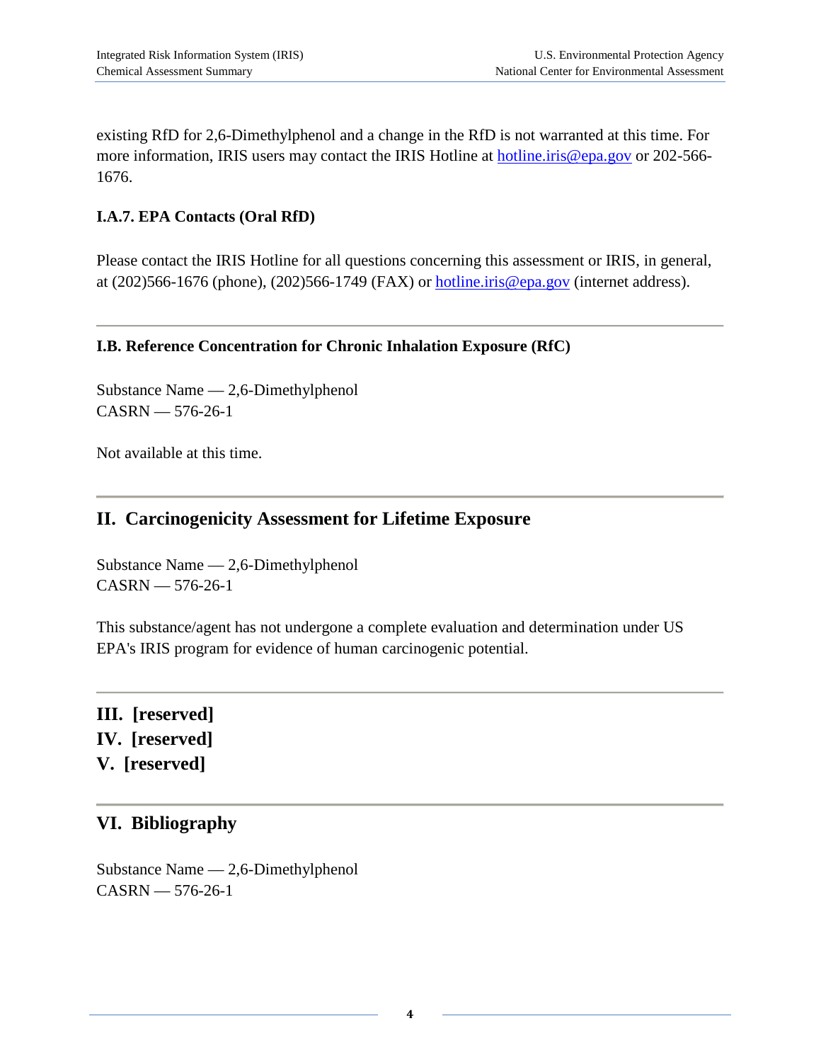existing RfD for 2,6-Dimethylphenol and a change in the RfD is not warranted at this time. For more information, IRIS users may contact the IRIS Hotline at hotline.iris@epa.gov or 202-566-1676.

### I.A.7. EPA Contacts (Oral RfD)

Please contact the IRIS Hotline for all questions concerning this assessment or IRIS, in general, at (202)566-1676 (phone), (202)566-1749 (FAX) or hotline.iris@epa.gov (internet address).

---

### I.B. Reference Concentration for Chronic Inhalation Exposure (RfC)

Substance Name — 2,6-Dimethylphenol
CASRN — 576-26-1

Not available at this time.

---

## II. Carcinogenicity Assessment for Lifetime Exposure

Substance Name — 2,6-Dimethylphenol
CASRN — 576-26-1

This substance/agent has not undergone a complete evaluation and determination under US EPA's IRIS program for evidence of human carcinogenic potential.

---

## III. [reserved]
## IV. [reserved]
## V. [reserved]

---

## VI. Bibliography

Substance Name — 2,6-Dimethylphenol
CASRN — 576-26-1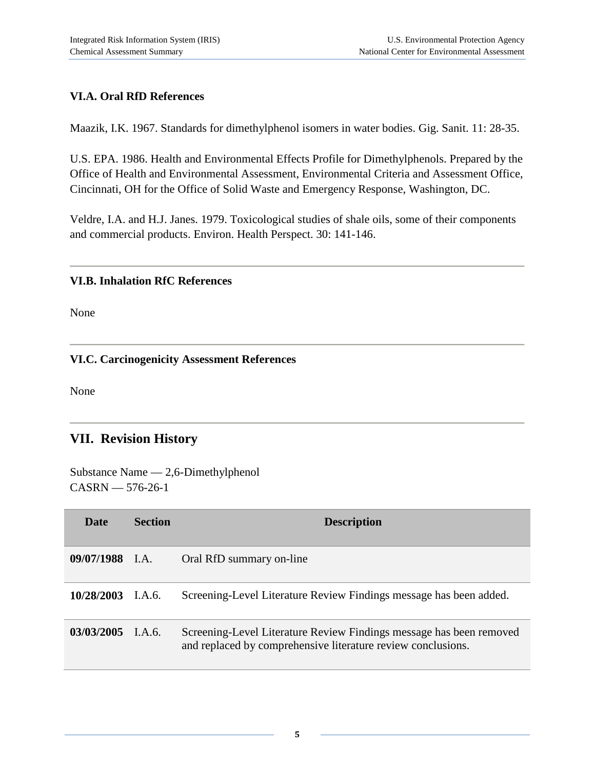### VI.A. Oral RfD References

Maazik, I.K. 1967. Standards for dimethylphenol isomers in water bodies. Gig. Sanit. 11: 28-35.

U.S. EPA. 1986. Health and Environmental Effects Profile for Dimethylphenols. Prepared by the Office of Health and Environmental Assessment, Environmental Criteria and Assessment Office, Cincinnati, OH for the Office of Solid Waste and Emergency Response, Washington, DC.

Veldre, I.A. and H.J. Janes. 1979. Toxicological studies of shale oils, some of their components and commercial products. Environ. Health Perspect. 30: 141-146.

### VI.B. Inhalation RfC References

None

### VI.C. Carcinogenicity Assessment References

None

## VII. Revision History

Substance Name — 2,6-Dimethylphenol
CASRN — 576-26-1

| Date | Section | Description |
| --- | --- | --- |
| **09/07/1988** | I.A. | Oral RfD summary on-line |
| **10/28/2003** | I.A.6. | Screening-Level Literature Review Findings message has been added. |
| **03/03/2005** | I.A.6. | Screening-Level Literature Review Findings message has been removed and replaced by comprehensive literature review conclusions. |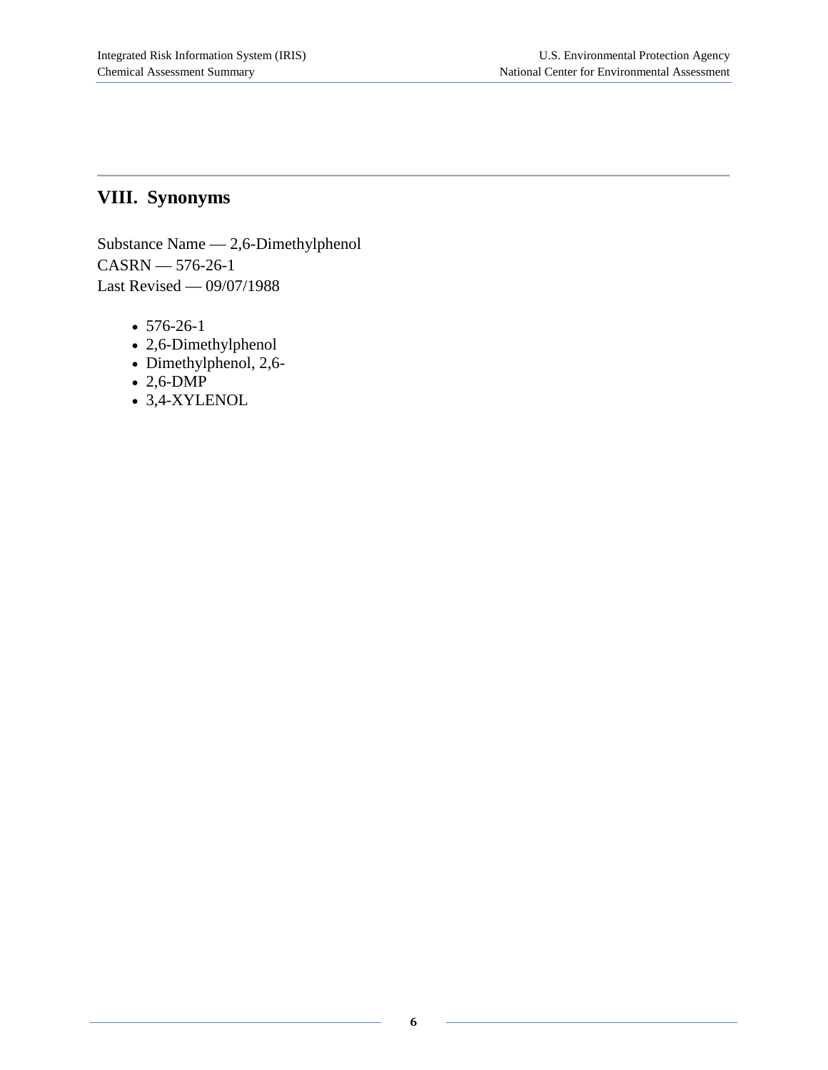## VIII. Synonyms

Substance Name — 2,6-Dimethylphenol
CASRN — 576-26-1
Last Revised — 09/07/1988

- 576-26-1
- 2,6-Dimethylphenol
- Dimethylphenol, 2,6-
- 2,6-DMP
- 3,4-XYLENOL